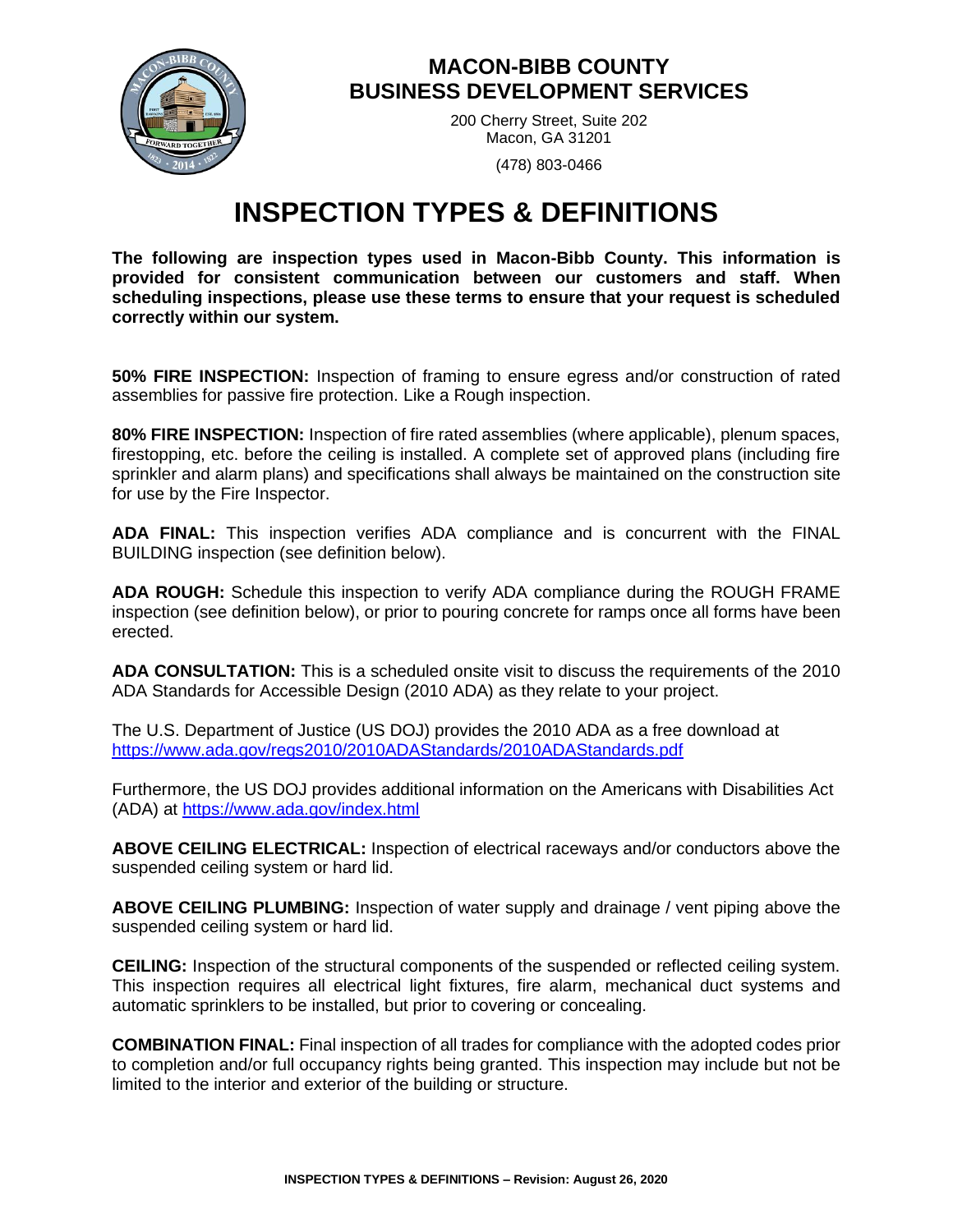# MACON-BIBB COUNTY
# BUSINESS DEVELOPMENT SERVICES

200 Cherry Street, Suite 202
Macon, GA 31201

(478) 803-0466

# INSPECTION TYPES & DEFINITIONS

**The following are inspection types used in Macon-Bibb County. This information is provided for consistent communication between our customers and staff. When scheduling inspections, please use these terms to ensure that your request is scheduled correctly within our system.**

**50% FIRE INSPECTION:** Inspection of framing to ensure egress and/or construction of rated assemblies for passive fire protection. Like a Rough inspection.

**80% FIRE INSPECTION:** Inspection of fire rated assemblies (where applicable), plenum spaces, firestopping, etc. before the ceiling is installed. A complete set of approved plans (including fire sprinkler and alarm plans) and specifications shall always be maintained on the construction site for use by the Fire Inspector.

**ADA FINAL:** This inspection verifies ADA compliance and is concurrent with the FINAL BUILDING inspection (see definition below).

**ADA ROUGH:** Schedule this inspection to verify ADA compliance during the ROUGH FRAME inspection (see definition below), or prior to pouring concrete for ramps once all forms have been erected.

**ADA CONSULTATION:** This is a scheduled onsite visit to discuss the requirements of the 2010 ADA Standards for Accessible Design (2010 ADA) as they relate to your project.

The U.S. Department of Justice (US DOJ) provides the 2010 ADA as a free download at https://www.ada.gov/regs2010/2010ADAStandards/2010ADAStandards.pdf

Furthermore, the US DOJ provides additional information on the Americans with Disabilities Act (ADA) at https://www.ada.gov/index.html

**ABOVE CEILING ELECTRICAL:** Inspection of electrical raceways and/or conductors above the suspended ceiling system or hard lid.

**ABOVE CEILING PLUMBING:** Inspection of water supply and drainage / vent piping above the suspended ceiling system or hard lid.

**CEILING:** Inspection of the structural components of the suspended or reflected ceiling system. This inspection requires all electrical light fixtures, fire alarm, mechanical duct systems and automatic sprinklers to be installed, but prior to covering or concealing.

**COMBINATION FINAL:** Final inspection of all trades for compliance with the adopted codes prior to completion and/or full occupancy rights being granted. This inspection may include but not be limited to the interior and exterior of the building or structure.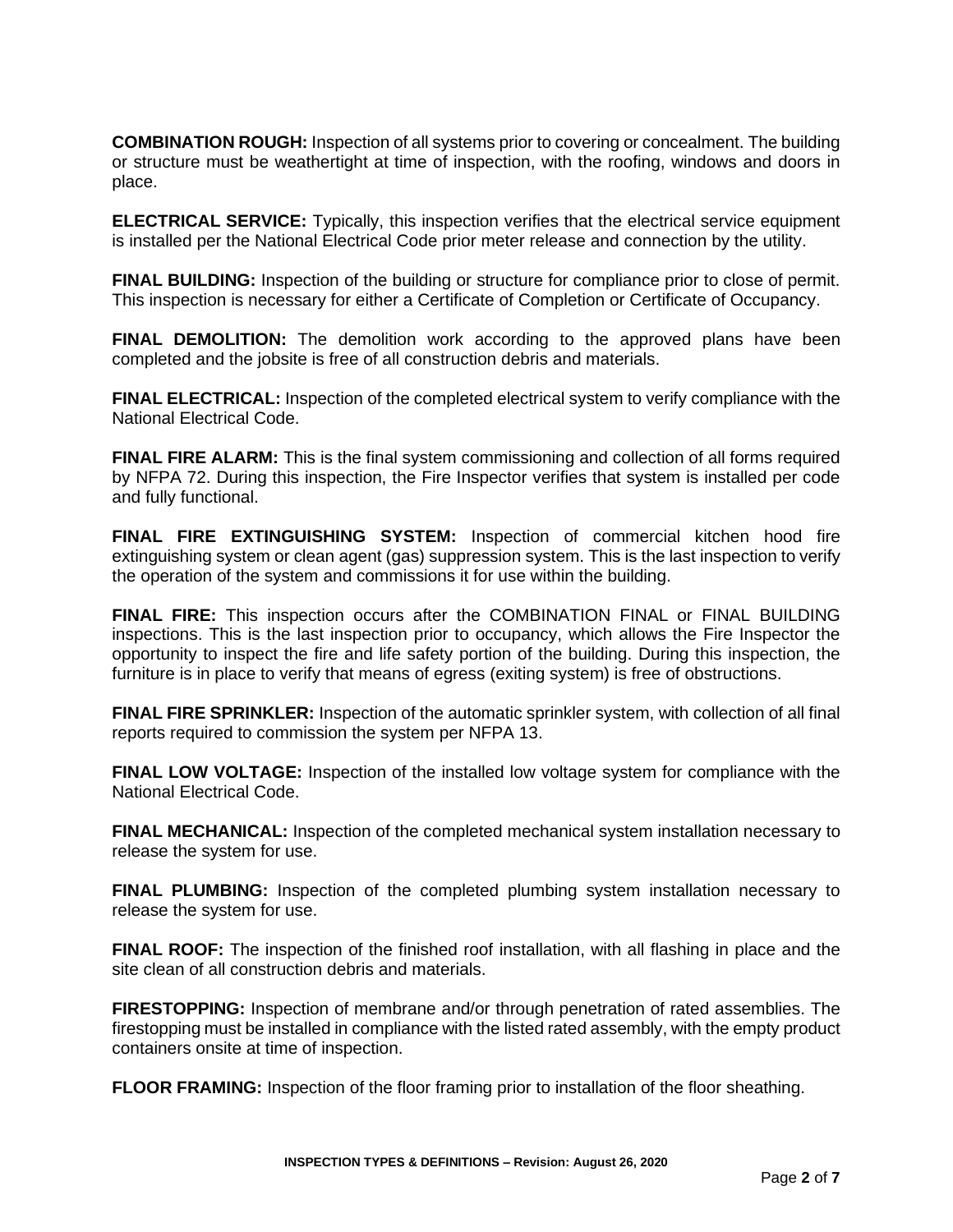**COMBINATION ROUGH:** Inspection of all systems prior to covering or concealment. The building or structure must be weathertight at time of inspection, with the roofing, windows and doors in place.

**ELECTRICAL SERVICE:** Typically, this inspection verifies that the electrical service equipment is installed per the National Electrical Code prior meter release and connection by the utility.

**FINAL BUILDING:** Inspection of the building or structure for compliance prior to close of permit. This inspection is necessary for either a Certificate of Completion or Certificate of Occupancy.

**FINAL DEMOLITION:** The demolition work according to the approved plans have been completed and the jobsite is free of all construction debris and materials.

**FINAL ELECTRICAL:** Inspection of the completed electrical system to verify compliance with the National Electrical Code.

**FINAL FIRE ALARM:** This is the final system commissioning and collection of all forms required by NFPA 72. During this inspection, the Fire Inspector verifies that system is installed per code and fully functional.

**FINAL FIRE EXTINGUISHING SYSTEM:** Inspection of commercial kitchen hood fire extinguishing system or clean agent (gas) suppression system. This is the last inspection to verify the operation of the system and commissions it for use within the building.

**FINAL FIRE:** This inspection occurs after the COMBINATION FINAL or FINAL BUILDING inspections. This is the last inspection prior to occupancy, which allows the Fire Inspector the opportunity to inspect the fire and life safety portion of the building. During this inspection, the furniture is in place to verify that means of egress (exiting system) is free of obstructions.

**FINAL FIRE SPRINKLER:** Inspection of the automatic sprinkler system, with collection of all final reports required to commission the system per NFPA 13.

**FINAL LOW VOLTAGE:** Inspection of the installed low voltage system for compliance with the National Electrical Code.

**FINAL MECHANICAL:** Inspection of the completed mechanical system installation necessary to release the system for use.

**FINAL PLUMBING:** Inspection of the completed plumbing system installation necessary to release the system for use.

**FINAL ROOF:** The inspection of the finished roof installation, with all flashing in place and the site clean of all construction debris and materials.

**FIRESTOPPING:** Inspection of membrane and/or through penetration of rated assemblies. The firestopping must be installed in compliance with the listed rated assembly, with the empty product containers onsite at time of inspection.

**FLOOR FRAMING:** Inspection of the floor framing prior to installation of the floor sheathing.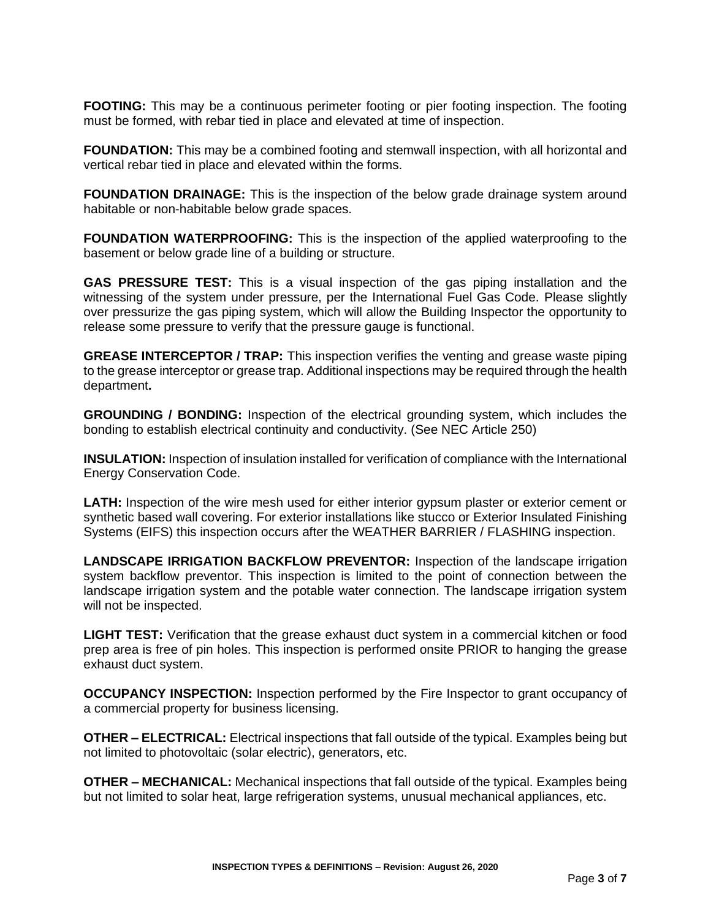**FOOTING:** This may be a continuous perimeter footing or pier footing inspection. The footing must be formed, with rebar tied in place and elevated at time of inspection.

**FOUNDATION:** This may be a combined footing and stemwall inspection, with all horizontal and vertical rebar tied in place and elevated within the forms.

**FOUNDATION DRAINAGE:** This is the inspection of the below grade drainage system around habitable or non-habitable below grade spaces.

**FOUNDATION WATERPROOFING:** This is the inspection of the applied waterproofing to the basement or below grade line of a building or structure.

**GAS PRESSURE TEST:** This is a visual inspection of the gas piping installation and the witnessing of the system under pressure, per the International Fuel Gas Code. Please slightly over pressurize the gas piping system, which will allow the Building Inspector the opportunity to release some pressure to verify that the pressure gauge is functional.

**GREASE INTERCEPTOR / TRAP:** This inspection verifies the venting and grease waste piping to the grease interceptor or grease trap. Additional inspections may be required through the health department**.**

**GROUNDING / BONDING:** Inspection of the electrical grounding system, which includes the bonding to establish electrical continuity and conductivity. (See NEC Article 250)

**INSULATION:** Inspection of insulation installed for verification of compliance with the International Energy Conservation Code.

**LATH:** Inspection of the wire mesh used for either interior gypsum plaster or exterior cement or synthetic based wall covering. For exterior installations like stucco or Exterior Insulated Finishing Systems (EIFS) this inspection occurs after the WEATHER BARRIER / FLASHING inspection.

**LANDSCAPE IRRIGATION BACKFLOW PREVENTOR:** Inspection of the landscape irrigation system backflow preventor. This inspection is limited to the point of connection between the landscape irrigation system and the potable water connection. The landscape irrigation system will not be inspected.

**LIGHT TEST:** Verification that the grease exhaust duct system in a commercial kitchen or food prep area is free of pin holes. This inspection is performed onsite PRIOR to hanging the grease exhaust duct system.

**OCCUPANCY INSPECTION:** Inspection performed by the Fire Inspector to grant occupancy of a commercial property for business licensing.

**OTHER – ELECTRICAL:** Electrical inspections that fall outside of the typical. Examples being but not limited to photovoltaic (solar electric), generators, etc.

**OTHER – MECHANICAL:** Mechanical inspections that fall outside of the typical. Examples being but not limited to solar heat, large refrigeration systems, unusual mechanical appliances, etc.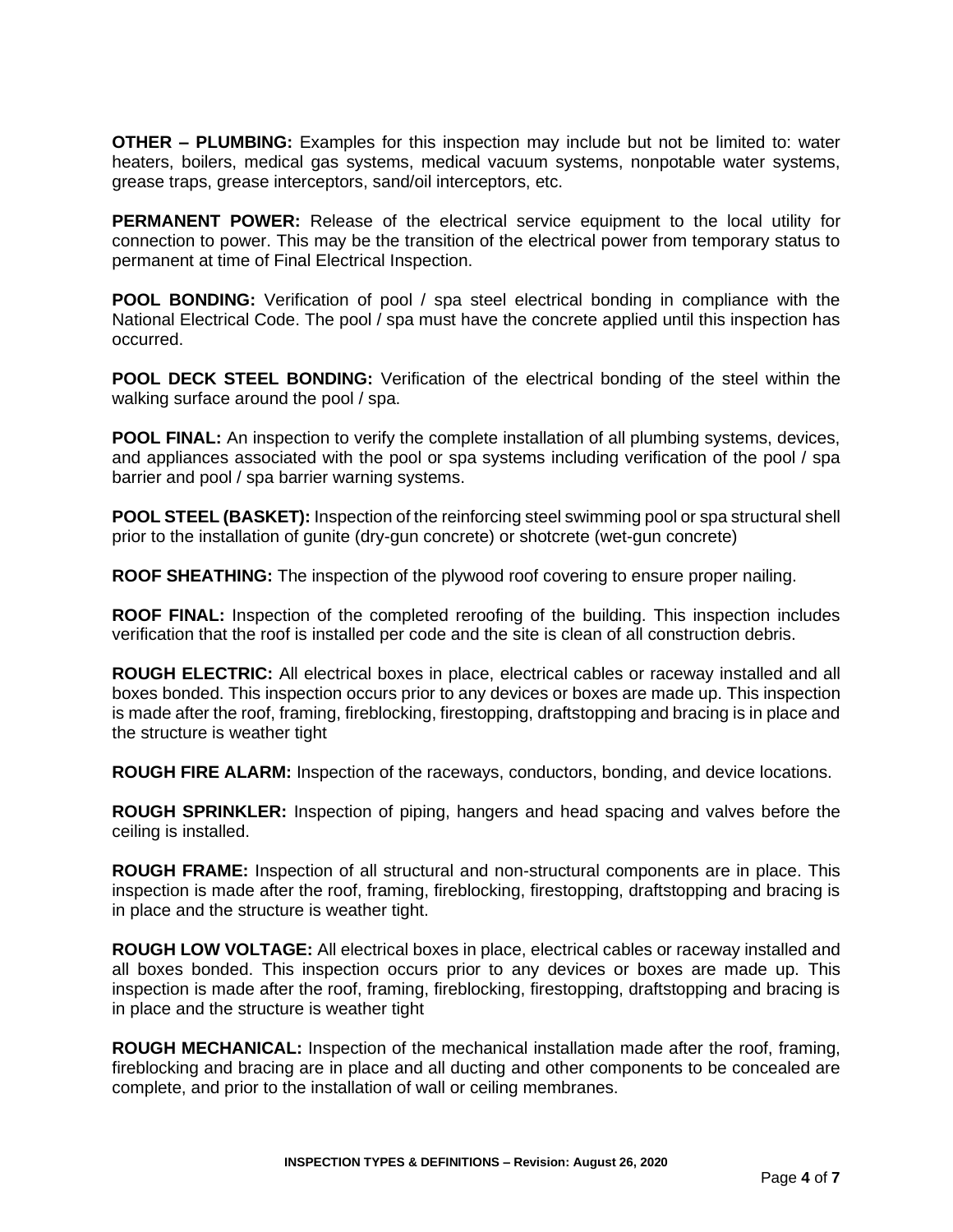**OTHER – PLUMBING:** Examples for this inspection may include but not be limited to: water heaters, boilers, medical gas systems, medical vacuum systems, nonpotable water systems, grease traps, grease interceptors, sand/oil interceptors, etc.

**PERMANENT POWER:** Release of the electrical service equipment to the local utility for connection to power. This may be the transition of the electrical power from temporary status to permanent at time of Final Electrical Inspection.

**POOL BONDING:** Verification of pool / spa steel electrical bonding in compliance with the National Electrical Code. The pool / spa must have the concrete applied until this inspection has occurred.

**POOL DECK STEEL BONDING:** Verification of the electrical bonding of the steel within the walking surface around the pool / spa.

**POOL FINAL:** An inspection to verify the complete installation of all plumbing systems, devices, and appliances associated with the pool or spa systems including verification of the pool / spa barrier and pool / spa barrier warning systems.

**POOL STEEL (BASKET):** Inspection of the reinforcing steel swimming pool or spa structural shell prior to the installation of gunite (dry-gun concrete) or shotcrete (wet-gun concrete)

**ROOF SHEATHING:** The inspection of the plywood roof covering to ensure proper nailing.

**ROOF FINAL:** Inspection of the completed reroofing of the building. This inspection includes verification that the roof is installed per code and the site is clean of all construction debris.

**ROUGH ELECTRIC:** All electrical boxes in place, electrical cables or raceway installed and all boxes bonded. This inspection occurs prior to any devices or boxes are made up. This inspection is made after the roof, framing, fireblocking, firestopping, draftstopping and bracing is in place and the structure is weather tight

**ROUGH FIRE ALARM:** Inspection of the raceways, conductors, bonding, and device locations.

**ROUGH SPRINKLER:** Inspection of piping, hangers and head spacing and valves before the ceiling is installed.

**ROUGH FRAME:** Inspection of all structural and non-structural components are in place. This inspection is made after the roof, framing, fireblocking, firestopping, draftstopping and bracing is in place and the structure is weather tight.

**ROUGH LOW VOLTAGE:** All electrical boxes in place, electrical cables or raceway installed and all boxes bonded. This inspection occurs prior to any devices or boxes are made up. This inspection is made after the roof, framing, fireblocking, firestopping, draftstopping and bracing is in place and the structure is weather tight

**ROUGH MECHANICAL:** Inspection of the mechanical installation made after the roof, framing, fireblocking and bracing are in place and all ducting and other components to be concealed are complete, and prior to the installation of wall or ceiling membranes.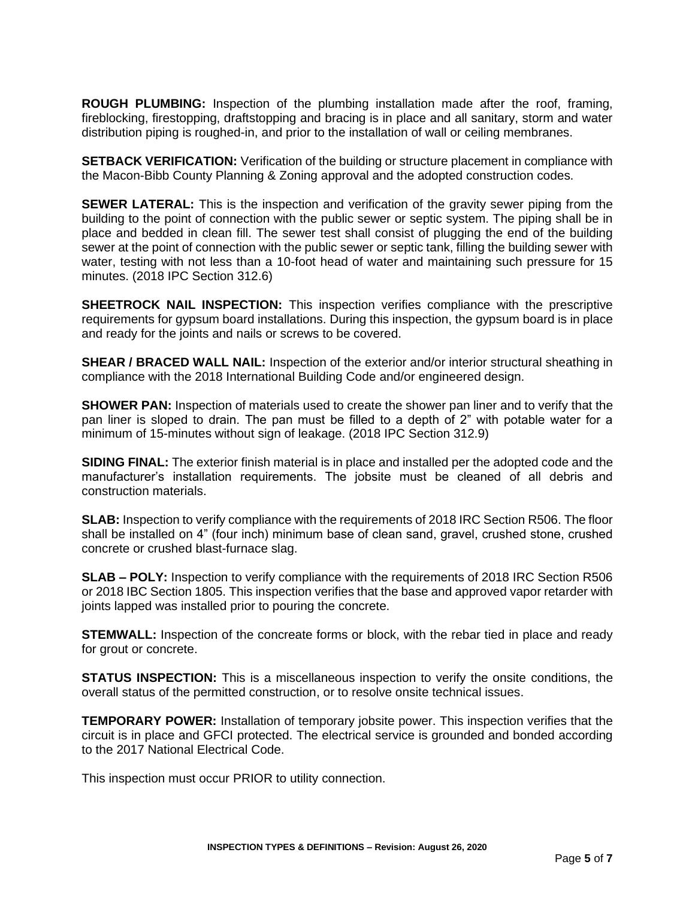**ROUGH PLUMBING:** Inspection of the plumbing installation made after the roof, framing, fireblocking, firestopping, draftstopping and bracing is in place and all sanitary, storm and water distribution piping is roughed-in, and prior to the installation of wall or ceiling membranes.

**SETBACK VERIFICATION:** Verification of the building or structure placement in compliance with the Macon-Bibb County Planning & Zoning approval and the adopted construction codes.

**SEWER LATERAL:** This is the inspection and verification of the gravity sewer piping from the building to the point of connection with the public sewer or septic system. The piping shall be in place and bedded in clean fill. The sewer test shall consist of plugging the end of the building sewer at the point of connection with the public sewer or septic tank, filling the building sewer with water, testing with not less than a 10-foot head of water and maintaining such pressure for 15 minutes. (2018 IPC Section 312.6)

**SHEETROCK NAIL INSPECTION:** This inspection verifies compliance with the prescriptive requirements for gypsum board installations. During this inspection, the gypsum board is in place and ready for the joints and nails or screws to be covered.

**SHEAR / BRACED WALL NAIL:** Inspection of the exterior and/or interior structural sheathing in compliance with the 2018 International Building Code and/or engineered design.

**SHOWER PAN:** Inspection of materials used to create the shower pan liner and to verify that the pan liner is sloped to drain. The pan must be filled to a depth of 2" with potable water for a minimum of 15-minutes without sign of leakage. (2018 IPC Section 312.9)

**SIDING FINAL:** The exterior finish material is in place and installed per the adopted code and the manufacturer's installation requirements. The jobsite must be cleaned of all debris and construction materials.

**SLAB:** Inspection to verify compliance with the requirements of 2018 IRC Section R506. The floor shall be installed on 4" (four inch) minimum base of clean sand, gravel, crushed stone, crushed concrete or crushed blast-furnace slag.

**SLAB – POLY:** Inspection to verify compliance with the requirements of 2018 IRC Section R506 or 2018 IBC Section 1805. This inspection verifies that the base and approved vapor retarder with joints lapped was installed prior to pouring the concrete.

**STEMWALL:** Inspection of the concreate forms or block, with the rebar tied in place and ready for grout or concrete.

**STATUS INSPECTION:** This is a miscellaneous inspection to verify the onsite conditions, the overall status of the permitted construction, or to resolve onsite technical issues.

**TEMPORARY POWER:** Installation of temporary jobsite power. This inspection verifies that the circuit is in place and GFCI protected. The electrical service is grounded and bonded according to the 2017 National Electrical Code.

This inspection must occur PRIOR to utility connection.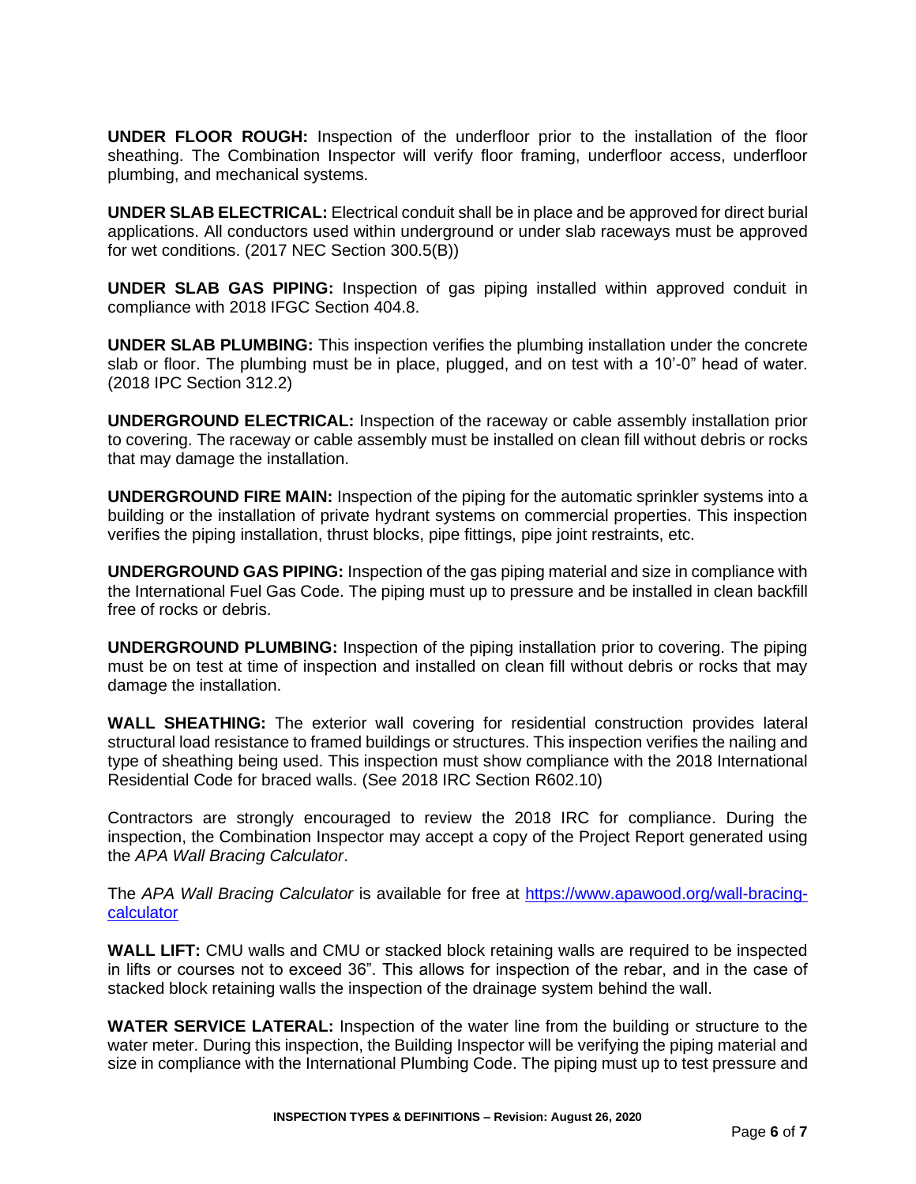**UNDER FLOOR ROUGH:** Inspection of the underfloor prior to the installation of the floor sheathing. The Combination Inspector will verify floor framing, underfloor access, underfloor plumbing, and mechanical systems.

**UNDER SLAB ELECTRICAL:** Electrical conduit shall be in place and be approved for direct burial applications. All conductors used within underground or under slab raceways must be approved for wet conditions. (2017 NEC Section 300.5(B))

**UNDER SLAB GAS PIPING:** Inspection of gas piping installed within approved conduit in compliance with 2018 IFGC Section 404.8.

**UNDER SLAB PLUMBING:** This inspection verifies the plumbing installation under the concrete slab or floor. The plumbing must be in place, plugged, and on test with a 10'-0" head of water. (2018 IPC Section 312.2)

**UNDERGROUND ELECTRICAL:** Inspection of the raceway or cable assembly installation prior to covering. The raceway or cable assembly must be installed on clean fill without debris or rocks that may damage the installation.

**UNDERGROUND FIRE MAIN:** Inspection of the piping for the automatic sprinkler systems into a building or the installation of private hydrant systems on commercial properties. This inspection verifies the piping installation, thrust blocks, pipe fittings, pipe joint restraints, etc.

**UNDERGROUND GAS PIPING:** Inspection of the gas piping material and size in compliance with the International Fuel Gas Code. The piping must up to pressure and be installed in clean backfill free of rocks or debris.

**UNDERGROUND PLUMBING:** Inspection of the piping installation prior to covering. The piping must be on test at time of inspection and installed on clean fill without debris or rocks that may damage the installation.

**WALL SHEATHING:** The exterior wall covering for residential construction provides lateral structural load resistance to framed buildings or structures. This inspection verifies the nailing and type of sheathing being used. This inspection must show compliance with the 2018 International Residential Code for braced walls. (See 2018 IRC Section R602.10)

Contractors are strongly encouraged to review the 2018 IRC for compliance. During the inspection, the Combination Inspector may accept a copy of the Project Report generated using the *APA Wall Bracing Calculator*.

The *APA Wall Bracing Calculator* is available for free at [https://www.apawood.org/wall-bracing-calculator](https://www.apawood.org/wall-bracing-calculator)

**WALL LIFT:** CMU walls and CMU or stacked block retaining walls are required to be inspected in lifts or courses not to exceed 36". This allows for inspection of the rebar, and in the case of stacked block retaining walls the inspection of the drainage system behind the wall.

**WATER SERVICE LATERAL:** Inspection of the water line from the building or structure to the water meter. During this inspection, the Building Inspector will be verifying the piping material and size in compliance with the International Plumbing Code. The piping must up to test pressure and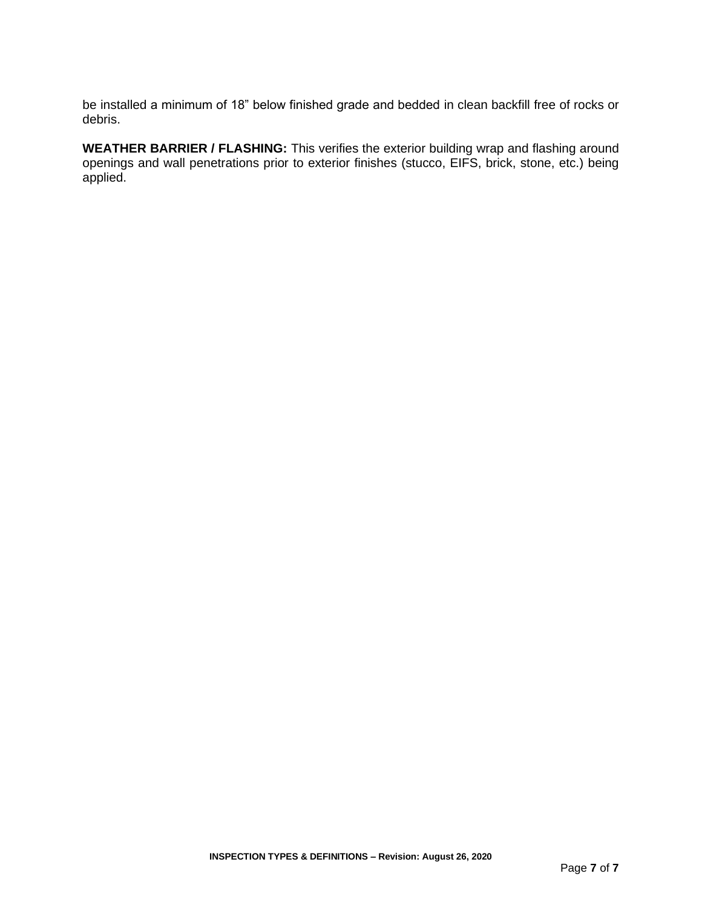be installed a minimum of 18” below finished grade and bedded in clean backfill free of rocks or debris.

**WEATHER BARRIER / FLASHING:** This verifies the exterior building wrap and flashing around openings and wall penetrations prior to exterior finishes (stucco, EIFS, brick, stone, etc.) being applied.